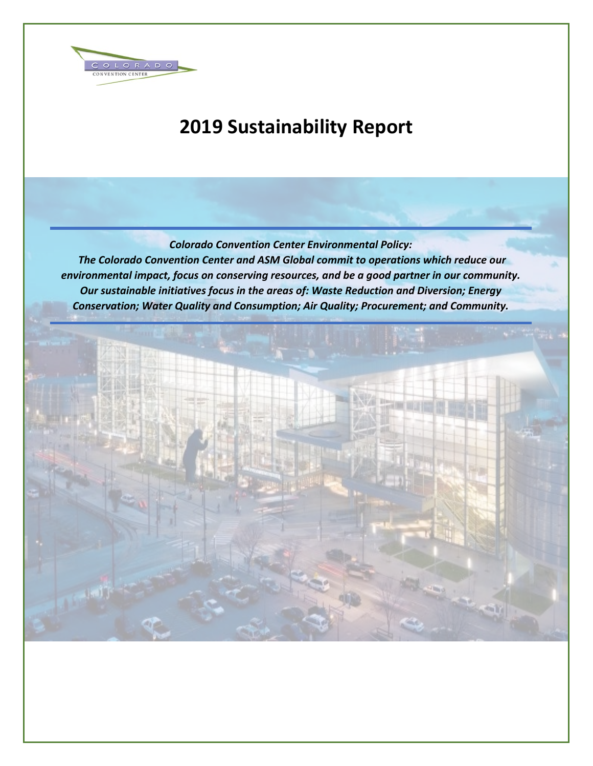# 2019 Sustainability Report

***Colorado Convention Center Environmental Policy:***
***The Colorado Convention Center and ASM Global commit to operations which reduce our environmental impact, focus on conserving resources, and be a good partner in our community. Our sustainable initiatives focus in the areas of: Waste Reduction and Diversion; Energy Conservation; Water Quality and Consumption; Air Quality; Procurement; and Community.***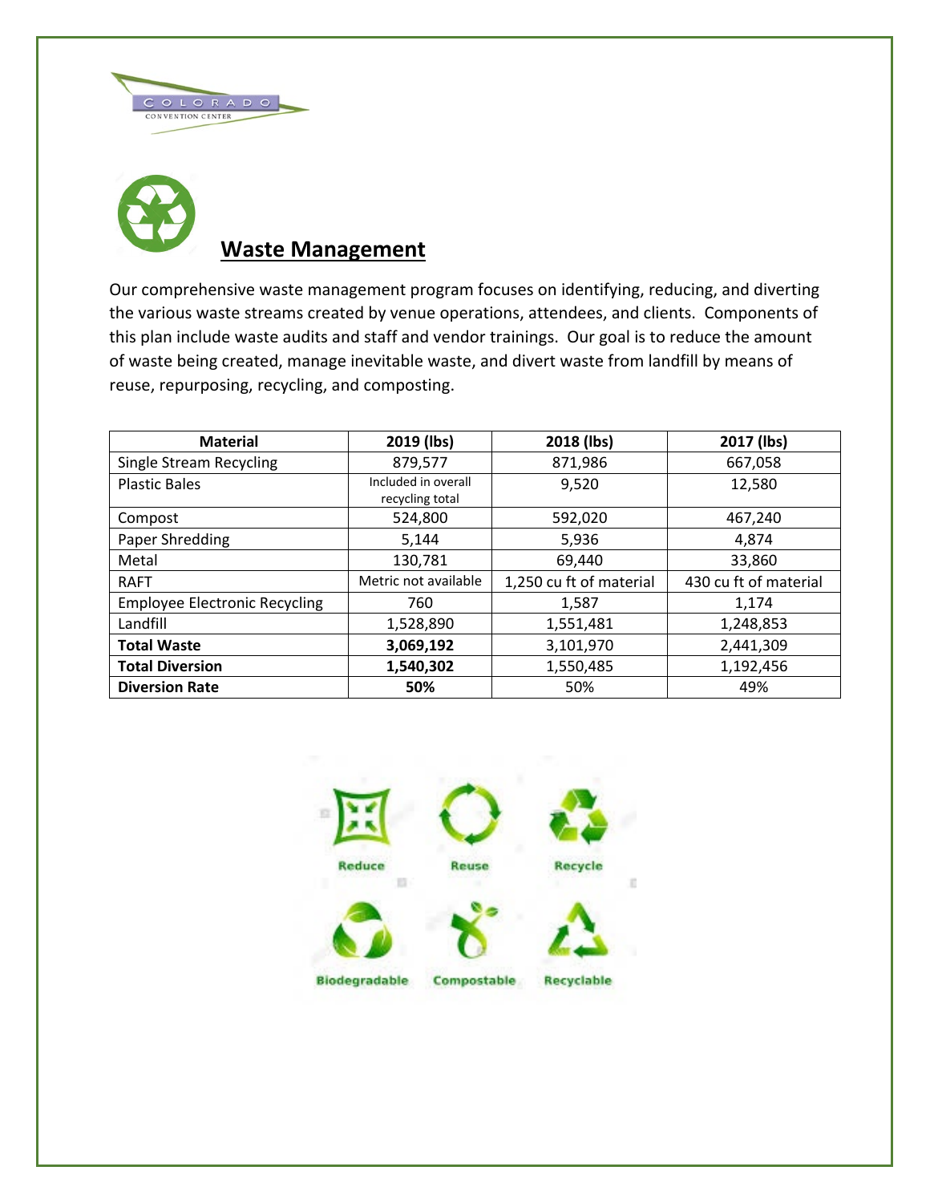## Waste Management

Our comprehensive waste management program focuses on identifying, reducing, and diverting the various waste streams created by venue operations, attendees, and clients. Components of this plan include waste audits and staff and vendor trainings. Our goal is to reduce the amount of waste being created, manage inevitable waste, and divert waste from landfill by means of reuse, repurposing, recycling, and composting.

| Material | 2019 (lbs) | 2018 (lbs) | 2017 (lbs) |
|---|---|---|---|
| Single Stream Recycling | 879,577 | 871,986 | 667,058 |
| Plastic Bales | Included in overall recycling total | 9,520 | 12,580 |
| Compost | 524,800 | 592,020 | 467,240 |
| Paper Shredding | 5,144 | 5,936 | 4,874 |
| Metal | 130,781 | 69,440 | 33,860 |
| RAFT | Metric not available | 1,250 cu ft of material | 430 cu ft of material |
| Employee Electronic Recycling | 760 | 1,587 | 1,174 |
| Landfill | 1,528,890 | 1,551,481 | 1,248,853 |
| **Total Waste** | **3,069,192** | 3,101,970 | 2,441,309 |
| **Total Diversion** | **1,540,302** | 1,550,485 | 1,192,456 |
| **Diversion Rate** | **50%** | 50% | 49% |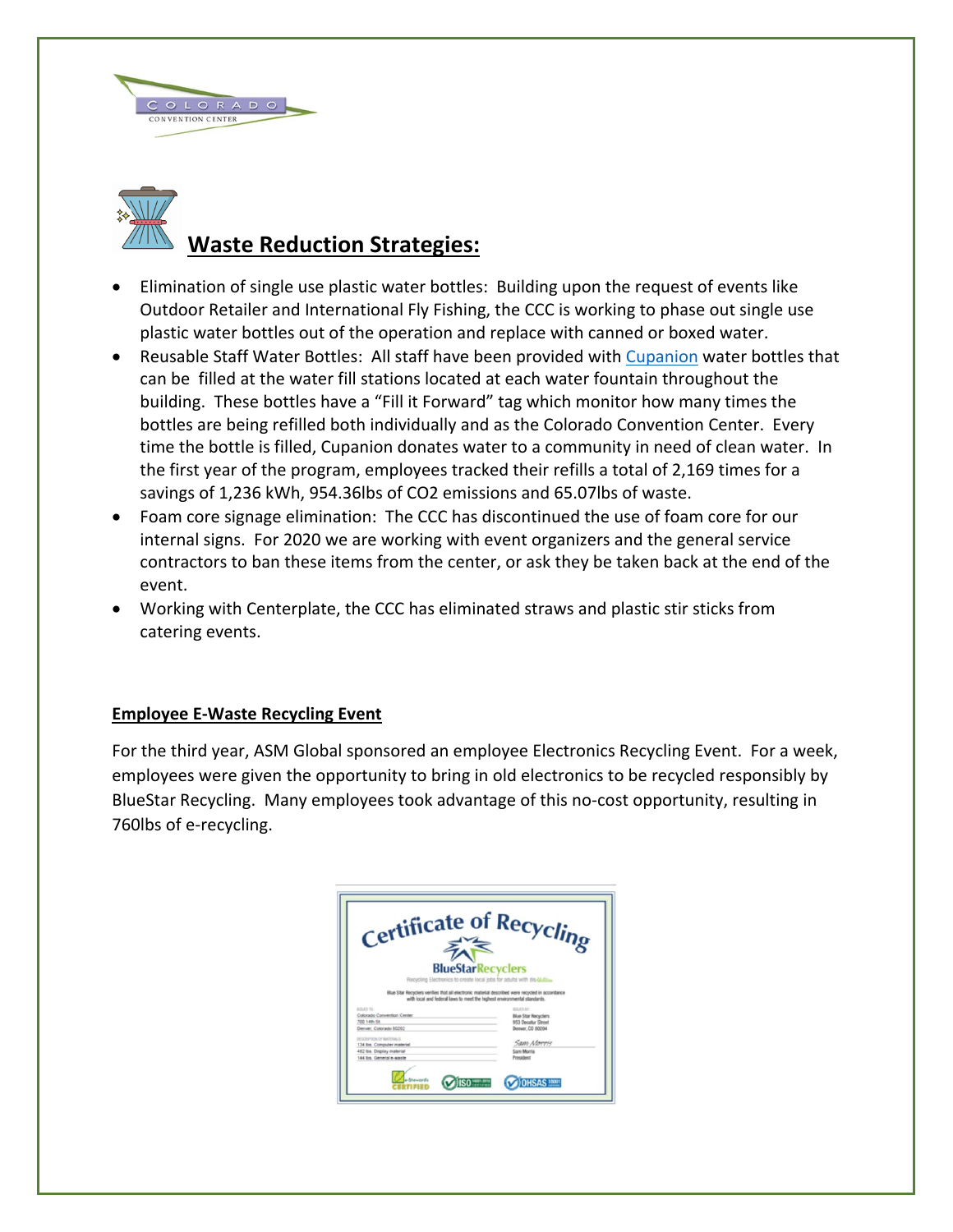## Waste Reduction Strategies:

- Elimination of single use plastic water bottles: Building upon the request of events like Outdoor Retailer and International Fly Fishing, the CCC is working to phase out single use plastic water bottles out of the operation and replace with canned or boxed water.
- Reusable Staff Water Bottles: All staff have been provided with Cupanion water bottles that can be filled at the water fill stations located at each water fountain throughout the building. These bottles have a "Fill it Forward" tag which monitor how many times the bottles are being refilled both individually and as the Colorado Convention Center. Every time the bottle is filled, Cupanion donates water to a community in need of clean water. In the first year of the program, employees tracked their refills a total of 2,169 times for a savings of 1,236 kWh, 954.36lbs of CO2 emissions and 65.07lbs of waste.
- Foam core signage elimination: The CCC has discontinued the use of foam core for our internal signs. For 2020 we are working with event organizers and the general service contractors to ban these items from the center, or ask they be taken back at the end of the event.
- Working with Centerplate, the CCC has eliminated straws and plastic stir sticks from catering events.

**Employee E-Waste Recycling Event**

For the third year, ASM Global sponsored an employee Electronics Recycling Event. For a week, employees were given the opportunity to bring in old electronics to be recycled responsibly by BlueStar Recycling. Many employees took advantage of this no-cost opportunity, resulting in 760lbs of e-recycling.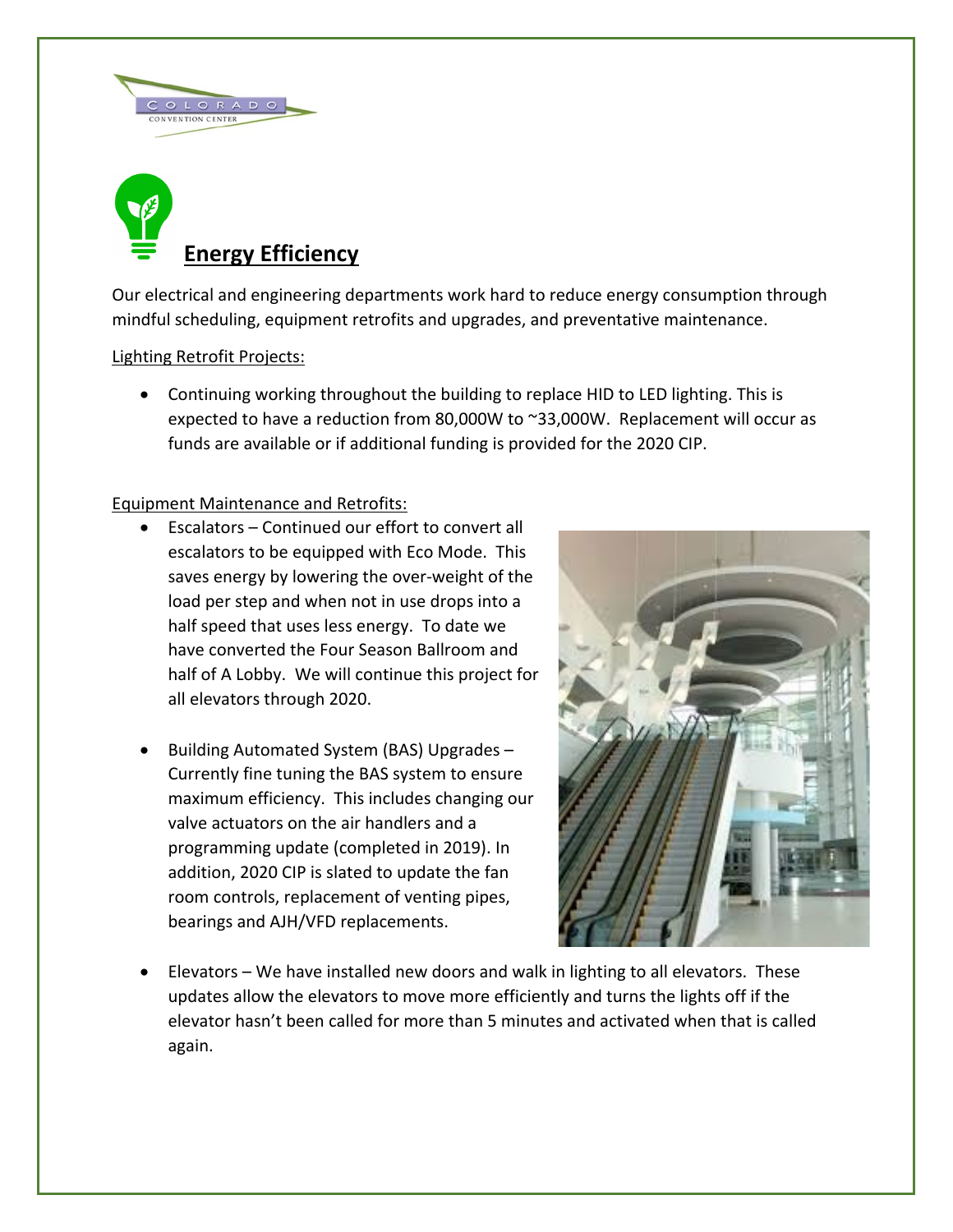# Energy Efficiency

Our electrical and engineering departments work hard to reduce energy consumption through mindful scheduling, equipment retrofits and upgrades, and preventative maintenance.

Lighting Retrofit Projects:

- Continuing working throughout the building to replace HID to LED lighting. This is expected to have a reduction from 80,000W to ~33,000W. Replacement will occur as funds are available or if additional funding is provided for the 2020 CIP.

Equipment Maintenance and Retrofits:

- Escalators – Continued our effort to convert all escalators to be equipped with Eco Mode. This saves energy by lowering the over-weight of the load per step and when not in use drops into a half speed that uses less energy. To date we have converted the Four Season Ballroom and half of A Lobby. We will continue this project for all elevators through 2020.
- Building Automated System (BAS) Upgrades – Currently fine tuning the BAS system to ensure maximum efficiency. This includes changing our valve actuators on the air handlers and a programming update (completed in 2019). In addition, 2020 CIP is slated to update the fan room controls, replacement of venting pipes, bearings and AJH/VFD replacements.
- Elevators – We have installed new doors and walk in lighting to all elevators. These updates allow the elevators to move more efficiently and turns the lights off if the elevator hasn't been called for more than 5 minutes and activated when that is called again.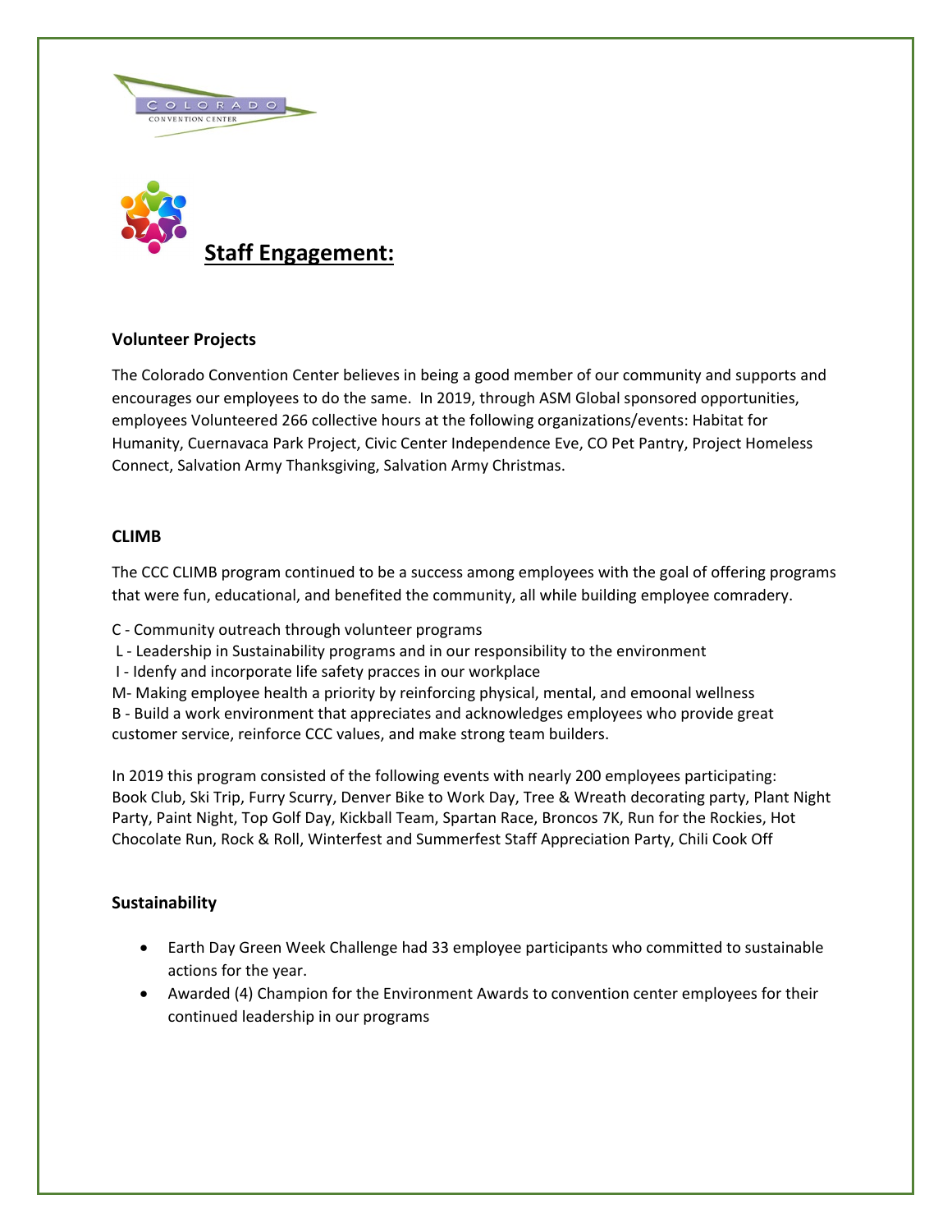## Staff Engagement:

### Volunteer Projects

The Colorado Convention Center believes in being a good member of our community and supports and encourages our employees to do the same. In 2019, through ASM Global sponsored opportunities, employees Volunteered 266 collective hours at the following organizations/events: Habitat for Humanity, Cuernavaca Park Project, Civic Center Independence Eve, CO Pet Pantry, Project Homeless Connect, Salvation Army Thanksgiving, Salvation Army Christmas.

### CLIMB

The CCC CLIMB program continued to be a success among employees with the goal of offering programs that were fun, educational, and benefited the community, all while building employee comradery.

C - Community outreach through volunteer programs
L - Leadership in Sustainability programs and in our responsibility to the environment
I - Idenfy and incorporate life safety pracces in our workplace
M- Making employee health a priority by reinforcing physical, mental, and emoonal wellness
B - Build a work environment that appreciates and acknowledges employees who provide great customer service, reinforce CCC values, and make strong team builders.

In 2019 this program consisted of the following events with nearly 200 employees participating: Book Club, Ski Trip, Furry Scurry, Denver Bike to Work Day, Tree & Wreath decorating party, Plant Night Party, Paint Night, Top Golf Day, Kickball Team, Spartan Race, Broncos 7K, Run for the Rockies, Hot Chocolate Run, Rock & Roll, Winterfest and Summerfest Staff Appreciation Party, Chili Cook Off

### Sustainability

- Earth Day Green Week Challenge had 33 employee participants who committed to sustainable actions for the year.
- Awarded (4) Champion for the Environment Awards to convention center employees for their continued leadership in our programs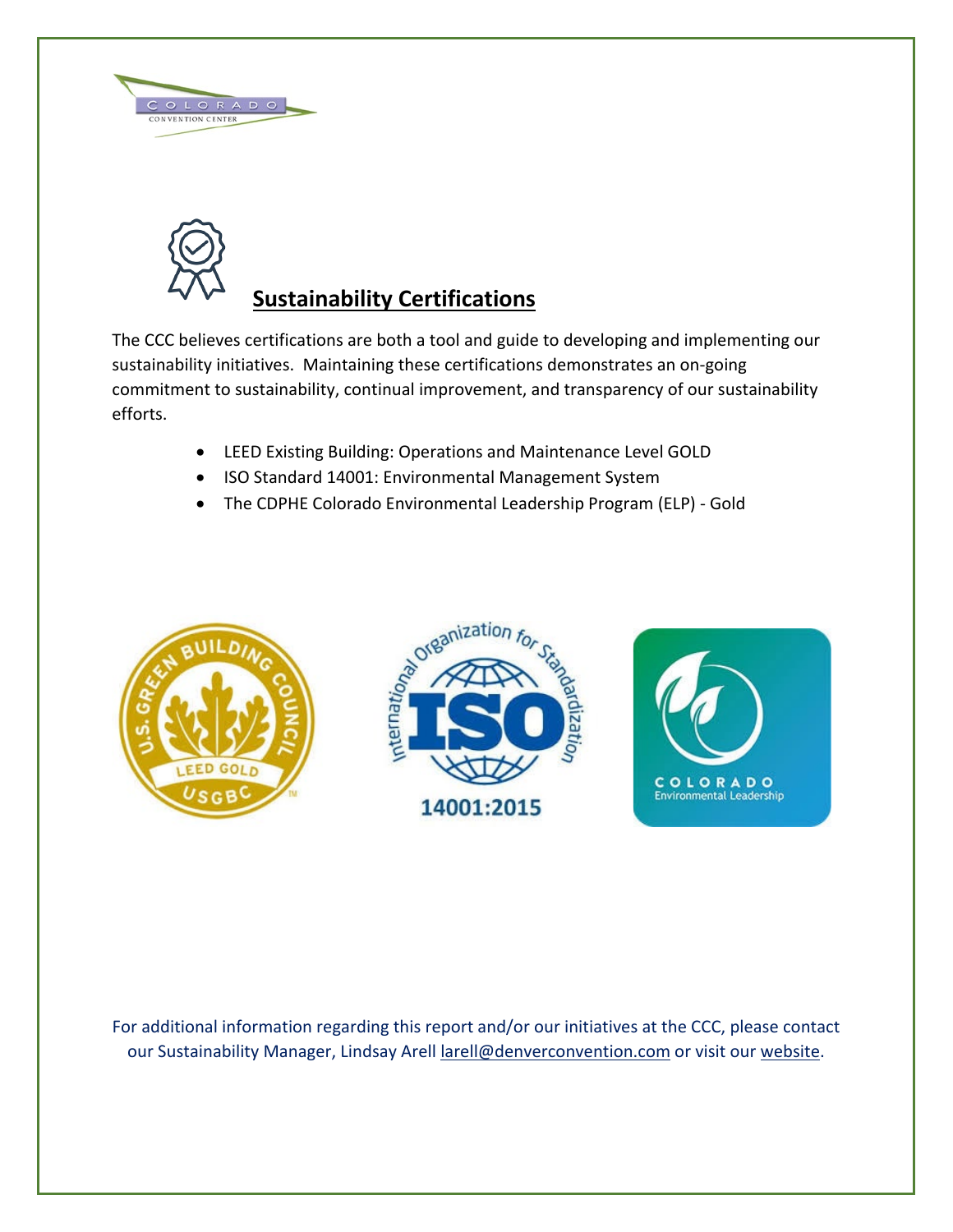## Sustainability Certifications

The CCC believes certifications are both a tool and guide to developing and implementing our sustainability initiatives. Maintaining these certifications demonstrates an on-going commitment to sustainability, continual improvement, and transparency of our sustainability efforts.

- LEED Existing Building: Operations and Maintenance Level GOLD
- ISO Standard 14001: Environmental Management System
- The CDPHE Colorado Environmental Leadership Program (ELP) - Gold

For additional information regarding this report and/or our initiatives at the CCC, please contact our Sustainability Manager, Lindsay Arell larell@denverconvention.com or visit our website.